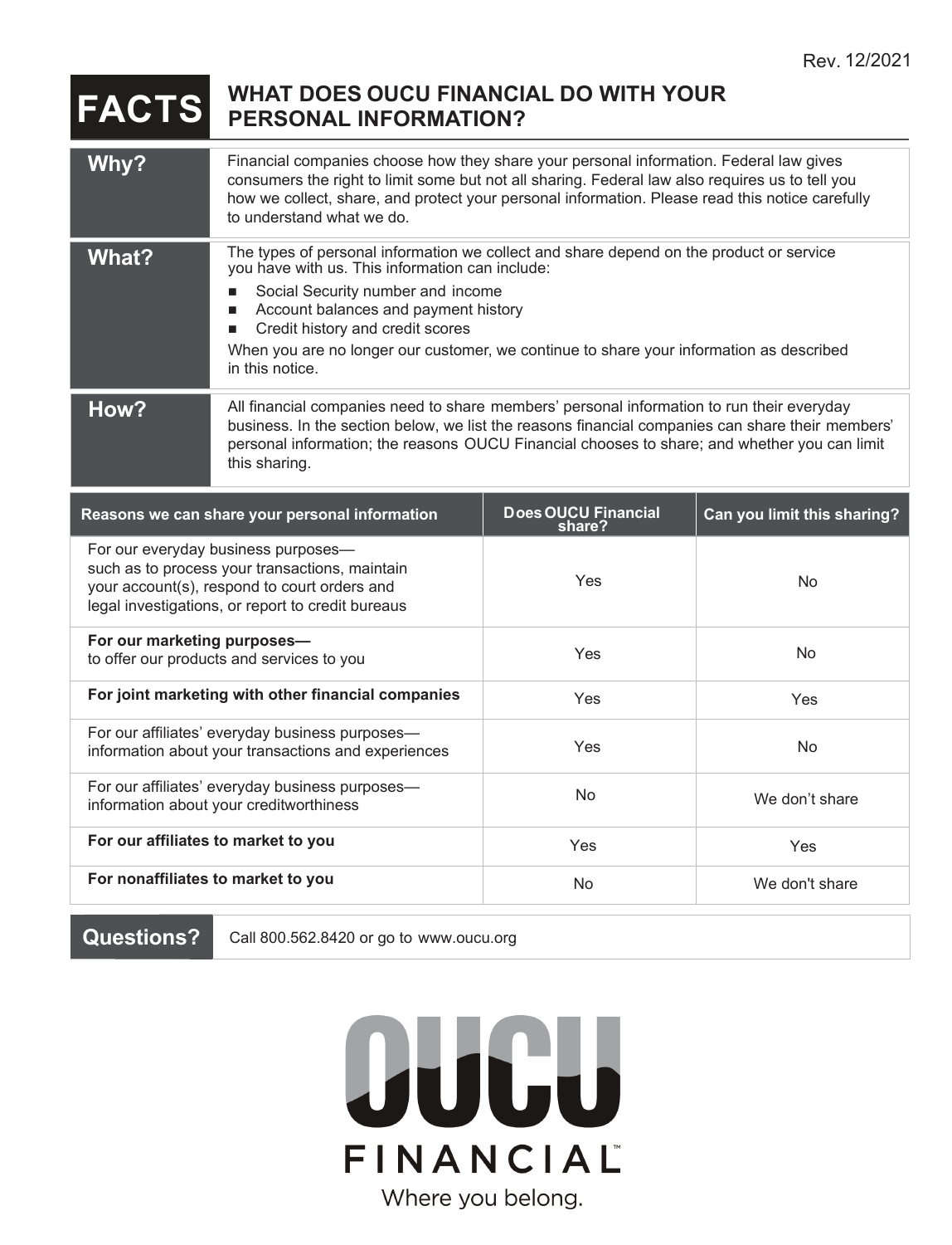Rev. 12/2021

# FACTS — WHAT DOES OUCU FINANCIAL DO WITH YOUR PERSONAL INFORMATION?

| | |
|---|---|
| **Why?** | Financial companies choose how they share your personal information. Federal law gives consumers the right to limit some but not all sharing. Federal law also requires us to tell you how we collect, share, and protect your personal information. Please read this notice carefully to understand what we do. |
| **What?** | The types of personal information we collect and share depend on the product or service you have with us. This information can include:<br>■ Social Security number and income<br>■ Account balances and payment history<br>■ Credit history and credit scores<br>When you are no longer our customer, we continue to share your information as described in this notice. |
| **How?** | All financial companies need to share members' personal information to run their everyday business. In the section below, we list the reasons financial companies can share their members' personal information; the reasons OUCU Financial chooses to share; and whether you can limit this sharing. |

| Reasons we can share your personal information | Does OUCU Financial share? | Can you limit this sharing? |
|---|---|---|
| For our everyday business purposes— such as to process your transactions, maintain your account(s), respond to court orders and legal investigations, or report to credit bureaus | Yes | No |
| **For our marketing purposes—** to offer our products and services to you | Yes | No |
| **For joint marketing with other financial companies** | Yes | Yes |
| For our affiliates' everyday business purposes— information about your transactions and experiences | Yes | No |
| For our affiliates' everyday business purposes— information about your creditworthiness | No | We don't share |
| **For our affiliates to market to you** | Yes | Yes |
| **For nonaffiliates to market to you** | No | We don't share |

| | |
|---|---|
| **Questions?** | Call 800.562.8420 or go to www.oucu.org |

OUCU FINANCIAL™

Where you belong.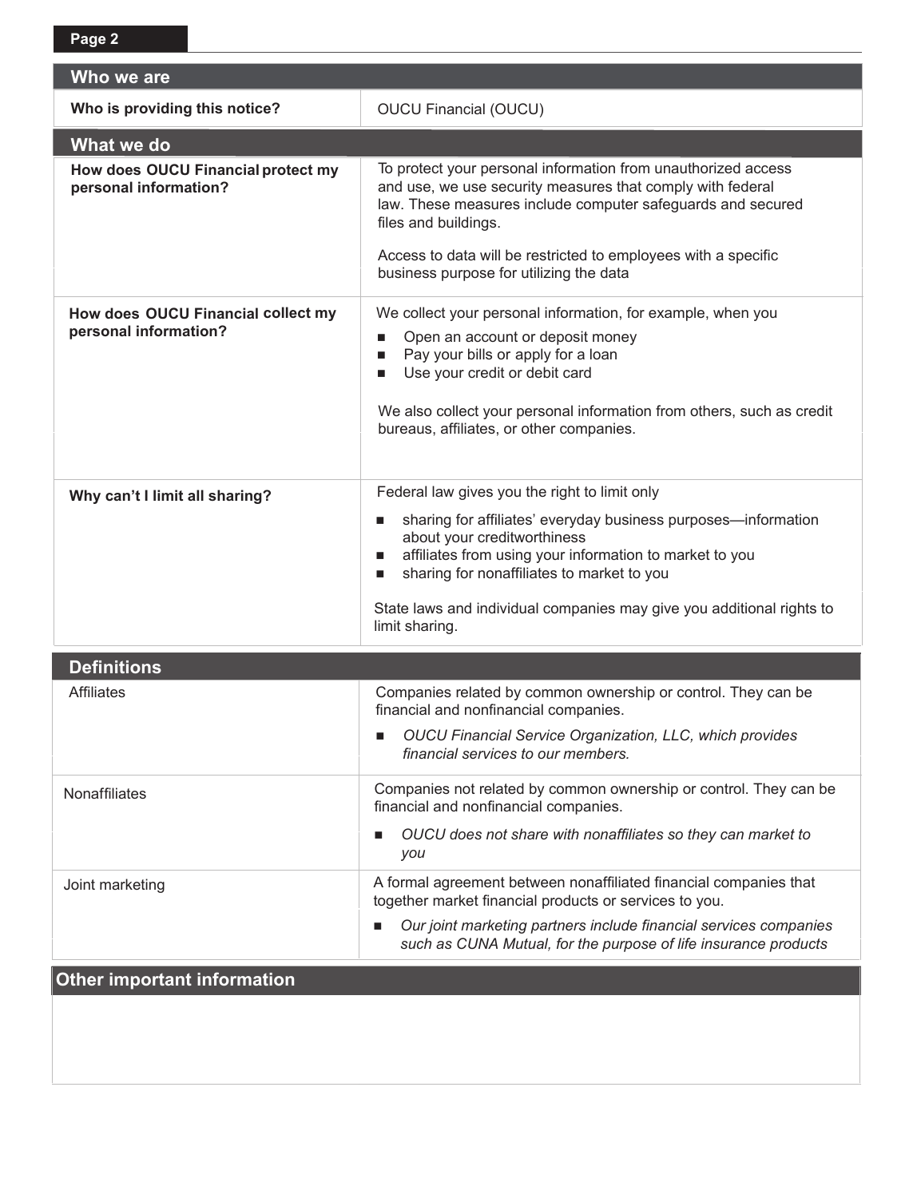| Who we are | |
|---|---|
| **Who is providing this notice?** | OUCU Financial (OUCU) |

| What we do | |
|---|---|
| **How does OUCU Financial protect my personal information?** | To protect your personal information from unauthorized access and use, we use security measures that comply with federal law. These measures include computer safeguards and secured files and buildings.<br><br>Access to data will be restricted to employees with a specific business purpose for utilizing the data |
| **How does OUCU Financial collect my personal information?** | We collect your personal information, for example, when you<br>■ Open an account or deposit money<br>■ Pay your bills or apply for a loan<br>■ Use your credit or debit card<br><br>We also collect your personal information from others, such as credit bureaus, affiliates, or other companies. |
| **Why can't I limit all sharing?** | Federal law gives you the right to limit only<br>■ sharing for affiliates' everyday business purposes—information about your creditworthiness<br>■ affiliates from using your information to market to you<br>■ sharing for nonaffiliates to market to you<br><br>State laws and individual companies may give you additional rights to limit sharing. |

| Definitions | |
|---|---|
| Affiliates | Companies related by common ownership or control. They can be financial and nonfinancial companies.<br>■ *OUCU Financial Service Organization, LLC, which provides financial services to our members.* |
| Nonaffiliates | Companies not related by common ownership or control. They can be financial and nonfinancial companies.<br>■ *OUCU does not share with nonaffiliates so they can market to you* |
| Joint marketing | A formal agreement between nonaffiliated financial companies that together market financial products or services to you.<br>■ *Our joint marketing partners include financial services companies such as CUNA Mutual, for the purpose of life insurance products* |

## Other important information